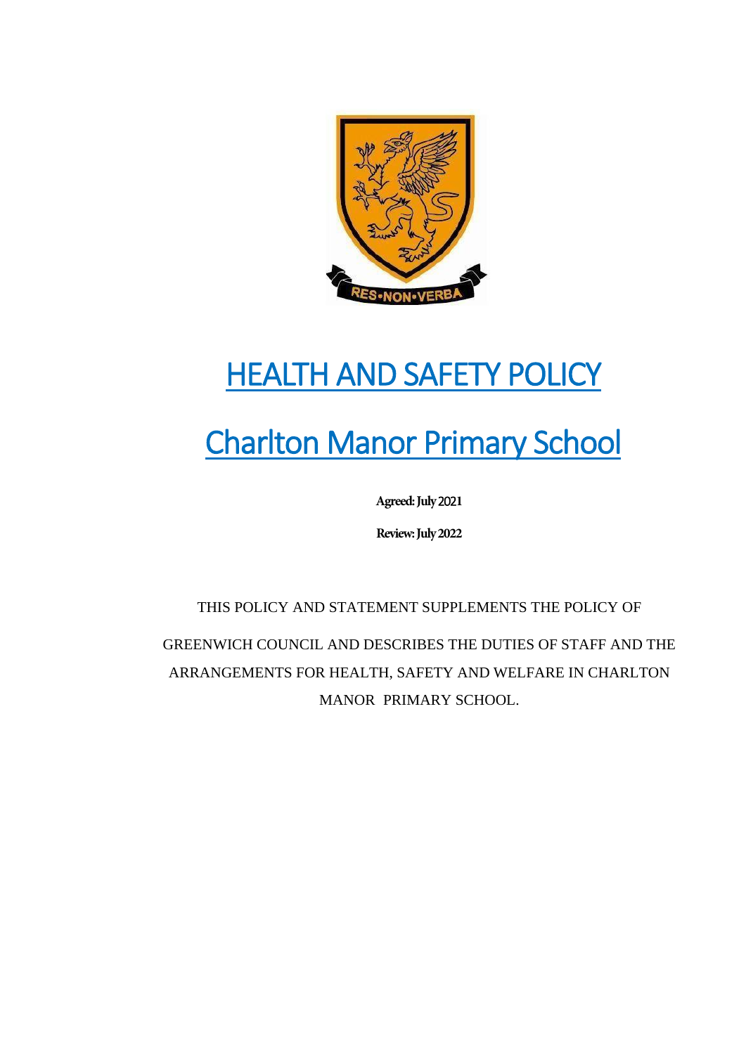# HEALTH AND SAFETY POLICY

# Charlton Manor Primary School

**Agreed: July 2021**

**Review: July 2022**

THIS POLICY AND STATEMENT SUPPLEMENTS THE POLICY OF GREENWICH COUNCIL AND DESCRIBES THE DUTIES OF STAFF AND THE ARRANGEMENTS FOR HEALTH, SAFETY AND WELFARE IN CHARLTON MANOR PRIMARY SCHOOL.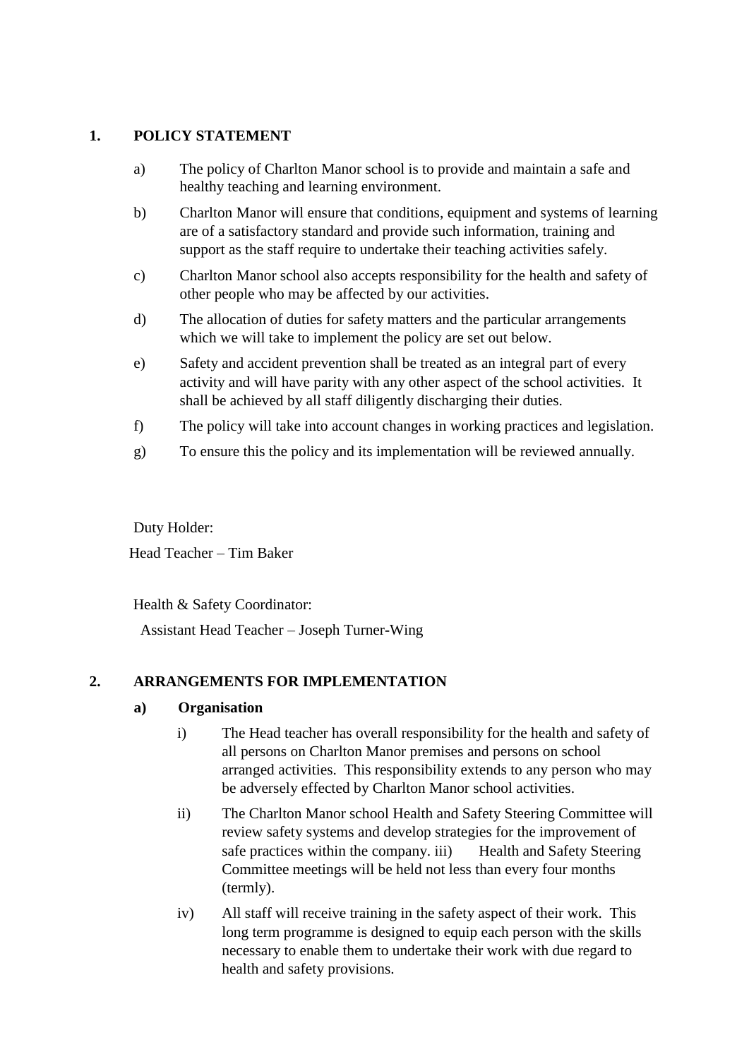## 1. POLICY STATEMENT

a) The policy of Charlton Manor school is to provide and maintain a safe and healthy teaching and learning environment.

b) Charlton Manor will ensure that conditions, equipment and systems of learning are of a satisfactory standard and provide such information, training and support as the staff require to undertake their teaching activities safely.

c) Charlton Manor school also accepts responsibility for the health and safety of other people who may be affected by our activities.

d) The allocation of duties for safety matters and the particular arrangements which we will take to implement the policy are set out below.

e) Safety and accident prevention shall be treated as an integral part of every activity and will have parity with any other aspect of the school activities. It shall be achieved by all staff diligently discharging their duties.

f) The policy will take into account changes in working practices and legislation.

g) To ensure this the policy and its implementation will be reviewed annually.

Duty Holder:

Head Teacher – Tim Baker

Health & Safety Coordinator:

Assistant Head Teacher – Joseph Turner-Wing

## 2. ARRANGEMENTS FOR IMPLEMENTATION

### a) Organisation

i) The Head teacher has overall responsibility for the health and safety of all persons on Charlton Manor premises and persons on school arranged activities. This responsibility extends to any person who may be adversely effected by Charlton Manor school activities.

ii) The Charlton Manor school Health and Safety Steering Committee will review safety systems and develop strategies for the improvement of safe practices within the company. iii) Health and Safety Steering Committee meetings will be held not less than every four months (termly).

iv) All staff will receive training in the safety aspect of their work. This long term programme is designed to equip each person with the skills necessary to enable them to undertake their work with due regard to health and safety provisions.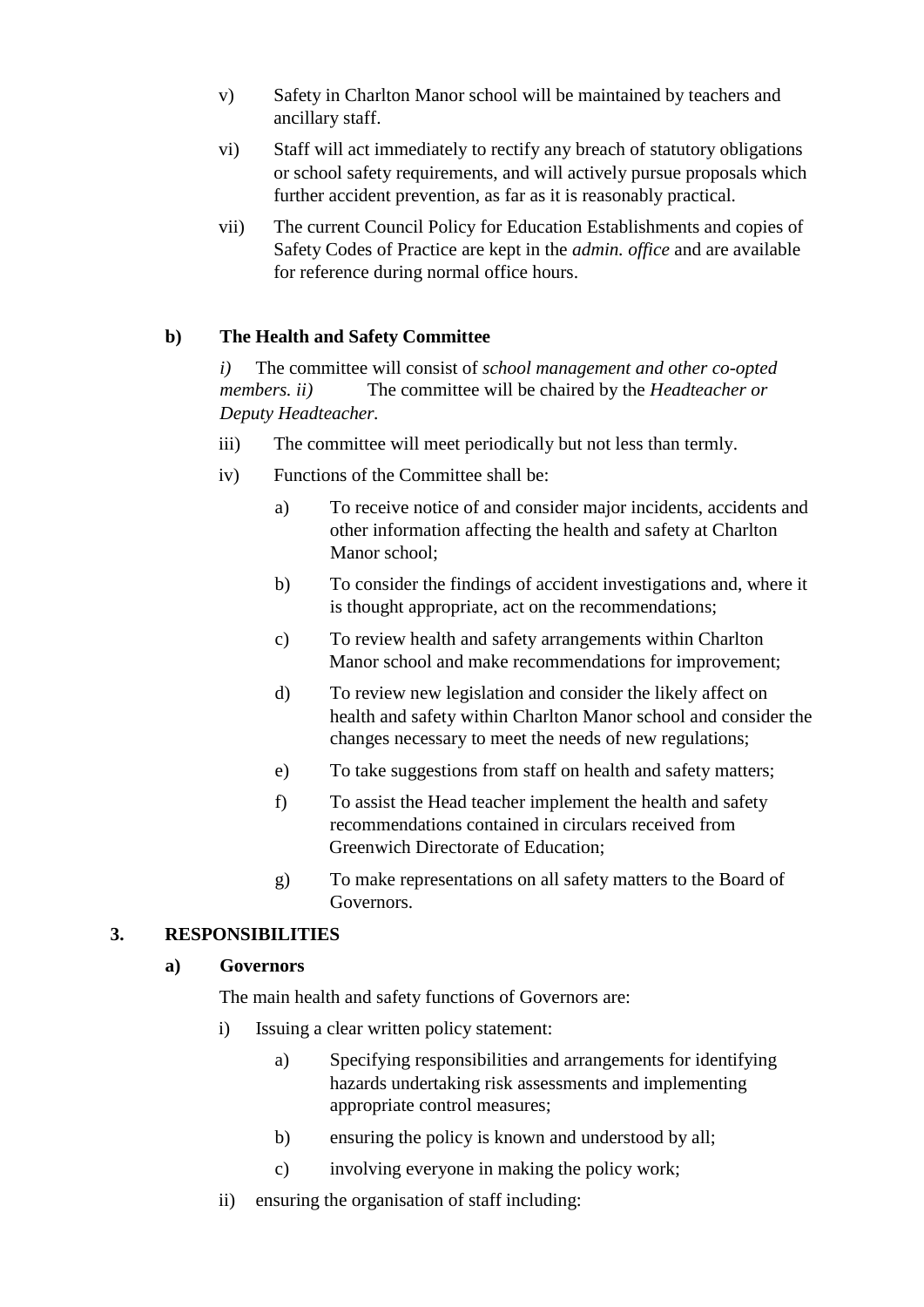v) Safety in Charlton Manor school will be maintained by teachers and ancillary staff.

vi) Staff will act immediately to rectify any breach of statutory obligations or school safety requirements, and will actively pursue proposals which further accident prevention, as far as it is reasonably practical.

vii) The current Council Policy for Education Establishments and copies of Safety Codes of Practice are kept in the *admin. office* and are available for reference during normal office hours.

**b) The Health and Safety Committee**

*i)* The committee will consist of *school management and other co-opted members. ii)* The committee will be chaired by the *Headteacher or Deputy Headteacher.*

iii) The committee will meet periodically but not less than termly.

iv) Functions of the Committee shall be:

a) To receive notice of and consider major incidents, accidents and other information affecting the health and safety at Charlton Manor school;

b) To consider the findings of accident investigations and, where it is thought appropriate, act on the recommendations;

c) To review health and safety arrangements within Charlton Manor school and make recommendations for improvement;

d) To review new legislation and consider the likely affect on health and safety within Charlton Manor school and consider the changes necessary to meet the needs of new regulations;

e) To take suggestions from staff on health and safety matters;

f) To assist the Head teacher implement the health and safety recommendations contained in circulars received from Greenwich Directorate of Education;

g) To make representations on all safety matters to the Board of Governors.

**3. RESPONSIBILITIES**

**a) Governors**

The main health and safety functions of Governors are:

i) Issuing a clear written policy statement:

a) Specifying responsibilities and arrangements for identifying hazards undertaking risk assessments and implementing appropriate control measures;

b) ensuring the policy is known and understood by all;

c) involving everyone in making the policy work;

ii) ensuring the organisation of staff including: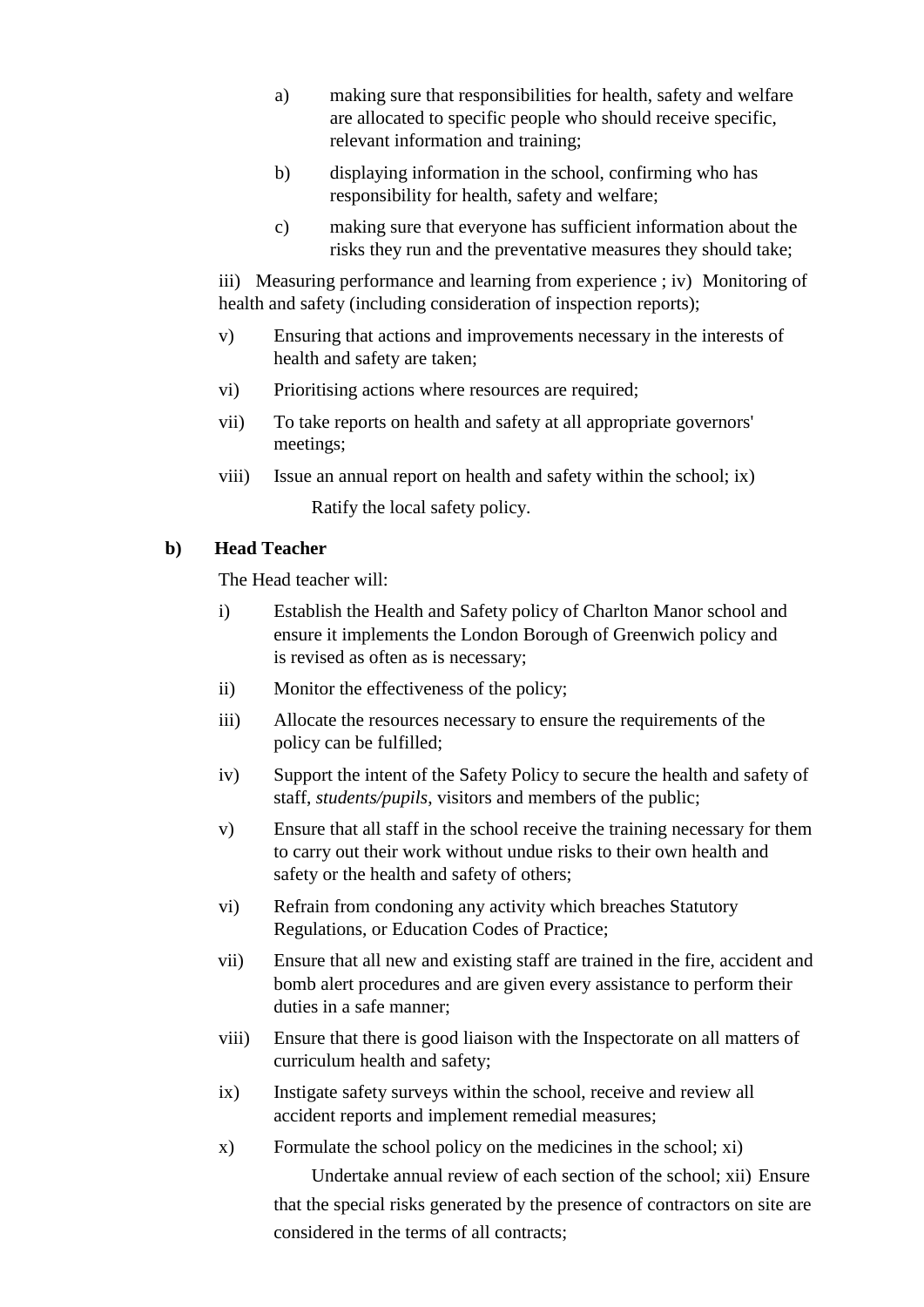a) making sure that responsibilities for health, safety and welfare are allocated to specific people who should receive specific, relevant information and training;

b) displaying information in the school, confirming who has responsibility for health, safety and welfare;

c) making sure that everyone has sufficient information about the risks they run and the preventative measures they should take;

iii) Measuring performance and learning from experience ; iv) Monitoring of health and safety (including consideration of inspection reports);

v) Ensuring that actions and improvements necessary in the interests of health and safety are taken;

vi) Prioritising actions where resources are required;

vii) To take reports on health and safety at all appropriate governors' meetings;

viii) Issue an annual report on health and safety within the school; ix) Ratify the local safety policy.

**b) Head Teacher**

The Head teacher will:

i) Establish the Health and Safety policy of Charlton Manor school and ensure it implements the London Borough of Greenwich policy and is revised as often as is necessary;

ii) Monitor the effectiveness of the policy;

iii) Allocate the resources necessary to ensure the requirements of the policy can be fulfilled;

iv) Support the intent of the Safety Policy to secure the health and safety of staff, *students/pupils*, visitors and members of the public;

v) Ensure that all staff in the school receive the training necessary for them to carry out their work without undue risks to their own health and safety or the health and safety of others;

vi) Refrain from condoning any activity which breaches Statutory Regulations, or Education Codes of Practice;

vii) Ensure that all new and existing staff are trained in the fire, accident and bomb alert procedures and are given every assistance to perform their duties in a safe manner;

viii) Ensure that there is good liaison with the Inspectorate on all matters of curriculum health and safety;

ix) Instigate safety surveys within the school, receive and review all accident reports and implement remedial measures;

x) Formulate the school policy on the medicines in the school; xi) Undertake annual review of each section of the school; xii) Ensure that the special risks generated by the presence of contractors on site are considered in the terms of all contracts;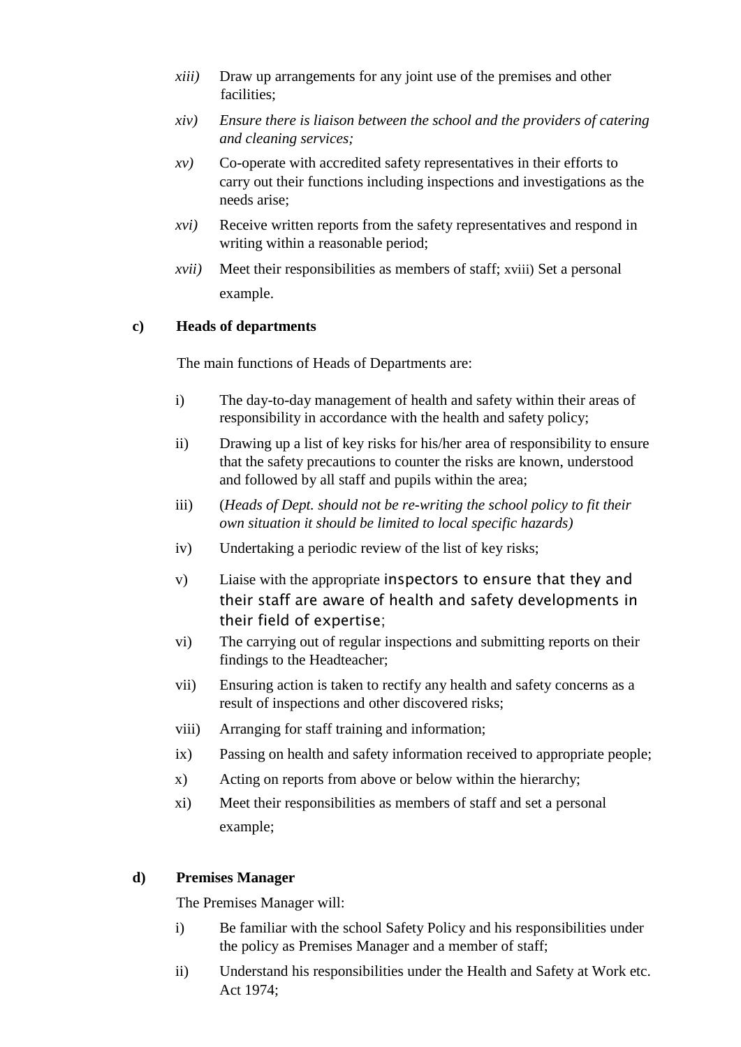*xiii)* Draw up arrangements for any joint use of the premises and other facilities;

*xiv)* *Ensure there is liaison between the school and the providers of catering and cleaning services;*

*xv)* Co-operate with accredited safety representatives in their efforts to carry out their functions including inspections and investigations as the needs arise;

*xvi)* Receive written reports from the safety representatives and respond in writing within a reasonable period;

*xvii)* Meet their responsibilities as members of staff; xviii) Set a personal example.

**c) Heads of departments**

The main functions of Heads of Departments are:

i) The day-to-day management of health and safety within their areas of responsibility in accordance with the health and safety policy;

ii) Drawing up a list of key risks for his/her area of responsibility to ensure that the safety precautions to counter the risks are known, understood and followed by all staff and pupils within the area;

iii) (*Heads of Dept. should not be re-writing the school policy to fit their own situation it should be limited to local specific hazards)*

iv) Undertaking a periodic review of the list of key risks;

v) Liaise with the appropriate inspectors to ensure that they and their staff are aware of health and safety developments in their field of expertise;

vi) The carrying out of regular inspections and submitting reports on their findings to the Headteacher;

vii) Ensuring action is taken to rectify any health and safety concerns as a result of inspections and other discovered risks;

viii) Arranging for staff training and information;

ix) Passing on health and safety information received to appropriate people;

x) Acting on reports from above or below within the hierarchy;

xi) Meet their responsibilities as members of staff and set a personal example;

**d) Premises Manager**

The Premises Manager will:

i) Be familiar with the school Safety Policy and his responsibilities under the policy as Premises Manager and a member of staff;

ii) Understand his responsibilities under the Health and Safety at Work etc. Act 1974;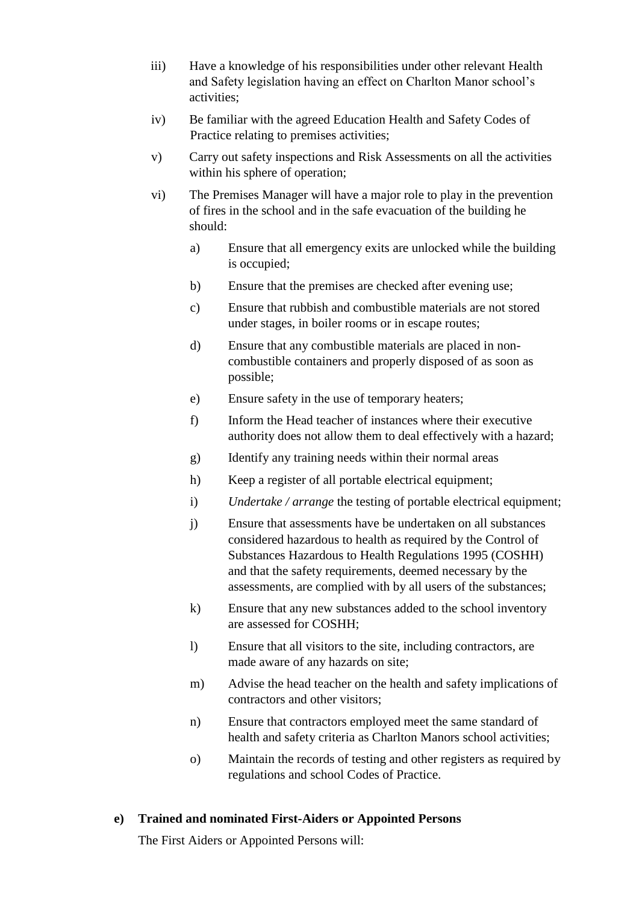iii) Have a knowledge of his responsibilities under other relevant Health and Safety legislation having an effect on Charlton Manor school's activities;

iv) Be familiar with the agreed Education Health and Safety Codes of Practice relating to premises activities;

v) Carry out safety inspections and Risk Assessments on all the activities within his sphere of operation;

vi) The Premises Manager will have a major role to play in the prevention of fires in the school and in the safe evacuation of the building he should:

   a) Ensure that all emergency exits are unlocked while the building is occupied;

   b) Ensure that the premises are checked after evening use;

   c) Ensure that rubbish and combustible materials are not stored under stages, in boiler rooms or in escape routes;

   d) Ensure that any combustible materials are placed in non-combustible containers and properly disposed of as soon as possible;

   e) Ensure safety in the use of temporary heaters;

   f) Inform the Head teacher of instances where their executive authority does not allow them to deal effectively with a hazard;

   g) Identify any training needs within their normal areas

   h) Keep a register of all portable electrical equipment;

   i) *Undertake / arrange* the testing of portable electrical equipment;

   j) Ensure that assessments have be undertaken on all substances considered hazardous to health as required by the Control of Substances Hazardous to Health Regulations 1995 (COSHH) and that the safety requirements, deemed necessary by the assessments, are complied with by all users of the substances;

   k) Ensure that any new substances added to the school inventory are assessed for COSHH;

   l) Ensure that all visitors to the site, including contractors, are made aware of any hazards on site;

   m) Advise the head teacher on the health and safety implications of contractors and other visitors;

   n) Ensure that contractors employed meet the same standard of health and safety criteria as Charlton Manors school activities;

   o) Maintain the records of testing and other registers as required by regulations and school Codes of Practice.

**e) Trained and nominated First-Aiders or Appointed Persons**

The First Aiders or Appointed Persons will: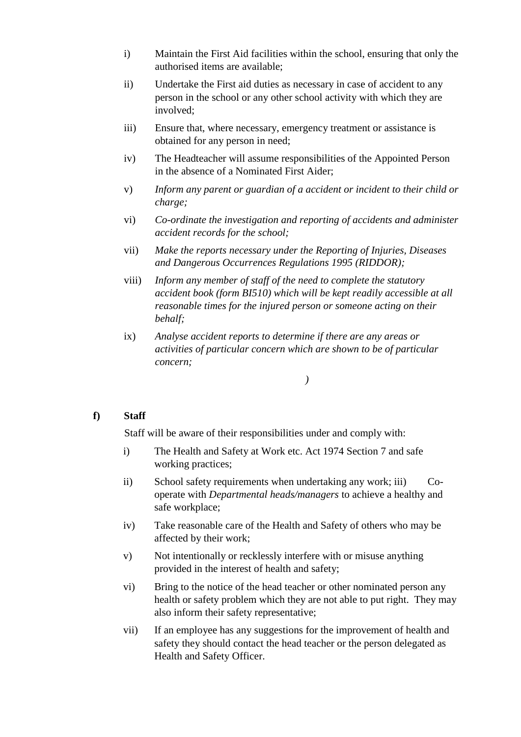i) Maintain the First Aid facilities within the school, ensuring that only the authorised items are available;

ii) Undertake the First aid duties as necessary in case of accident to any person in the school or any other school activity with which they are involved;

iii) Ensure that, where necessary, emergency treatment or assistance is obtained for any person in need;

iv) The Headteacher will assume responsibilities of the Appointed Person in the absence of a Nominated First Aider;

v) *Inform any parent or guardian of a accident or incident to their child or charge;*

vi) *Co-ordinate the investigation and reporting of accidents and administer accident records for the school;*

vii) *Make the reports necessary under the Reporting of Injuries, Diseases and Dangerous Occurrences Regulations 1995 (RIDDOR);*

viii) *Inform any member of staff of the need to complete the statutory accident book (form BI510) which will be kept readily accessible at all reasonable times for the injured person or someone acting on their behalf;*

ix) *Analyse accident reports to determine if there are any areas or activities of particular concern which are shown to be of particular concern;*

*)*

**f) Staff**

Staff will be aware of their responsibilities under and comply with:

i) The Health and Safety at Work etc. Act 1974 Section 7 and safe working practices;

ii) School safety requirements when undertaking any work; iii) Co-operate with *Departmental heads/managers* to achieve a healthy and safe workplace;

iv) Take reasonable care of the Health and Safety of others who may be affected by their work;

v) Not intentionally or recklessly interfere with or misuse anything provided in the interest of health and safety;

vi) Bring to the notice of the head teacher or other nominated person any health or safety problem which they are not able to put right. They may also inform their safety representative;

vii) If an employee has any suggestions for the improvement of health and safety they should contact the head teacher or the person delegated as Health and Safety Officer.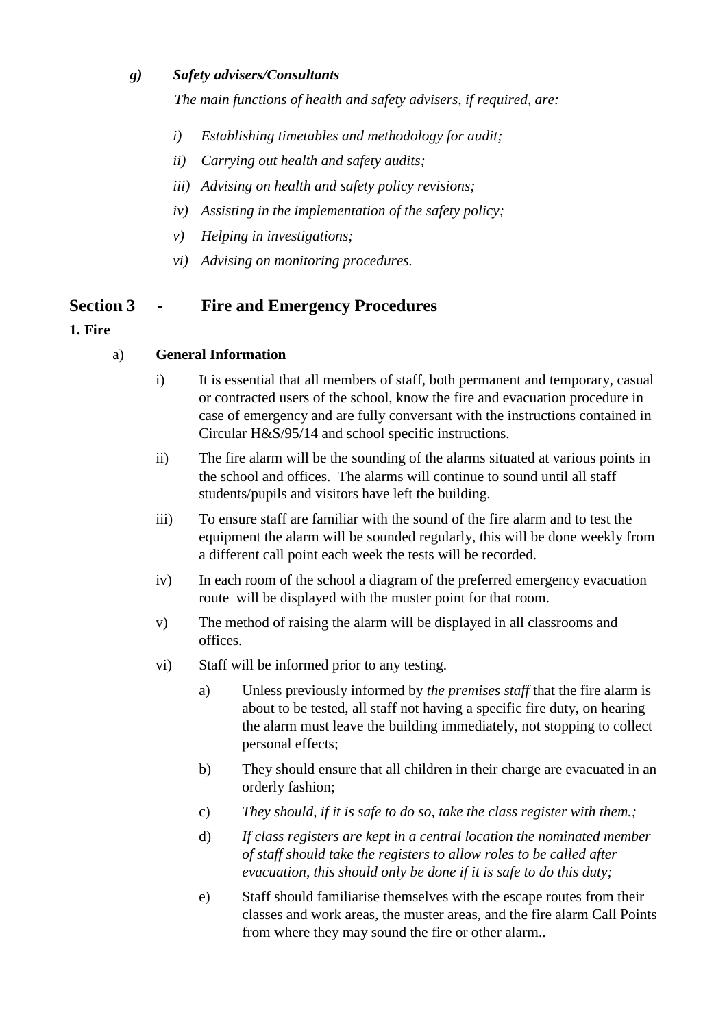***g) Safety advisers/Consultants***

*The main functions of health and safety advisers, if required, are:*

- *i) Establishing timetables and methodology for audit;*
- *ii) Carrying out health and safety audits;*
- *iii) Advising on health and safety policy revisions;*
- *iv) Assisting in the implementation of the safety policy;*
- *v) Helping in investigations;*
- *vi) Advising on monitoring procedures.*

## Section 3 - Fire and Emergency Procedures

**1. Fire**

a) **General Information**

i) It is essential that all members of staff, both permanent and temporary, casual or contracted users of the school, know the fire and evacuation procedure in case of emergency and are fully conversant with the instructions contained in Circular H&S/95/14 and school specific instructions.

ii) The fire alarm will be the sounding of the alarms situated at various points in the school and offices. The alarms will continue to sound until all staff students/pupils and visitors have left the building.

iii) To ensure staff are familiar with the sound of the fire alarm and to test the equipment the alarm will be sounded regularly, this will be done weekly from a different call point each week the tests will be recorded.

iv) In each room of the school a diagram of the preferred emergency evacuation route will be displayed with the muster point for that room.

v) The method of raising the alarm will be displayed in all classrooms and offices.

vi) Staff will be informed prior to any testing.

a) Unless previously informed by *the premises staff* that the fire alarm is about to be tested, all staff not having a specific fire duty, on hearing the alarm must leave the building immediately, not stopping to collect personal effects;

b) They should ensure that all children in their charge are evacuated in an orderly fashion;

c) *They should, if it is safe to do so, take the class register with them.;*

d) *If class registers are kept in a central location the nominated member of staff should take the registers to allow roles to be called after evacuation, this should only be done if it is safe to do this duty;*

e) Staff should familiarise themselves with the escape routes from their classes and work areas, the muster areas, and the fire alarm Call Points from where they may sound the fire or other alarm..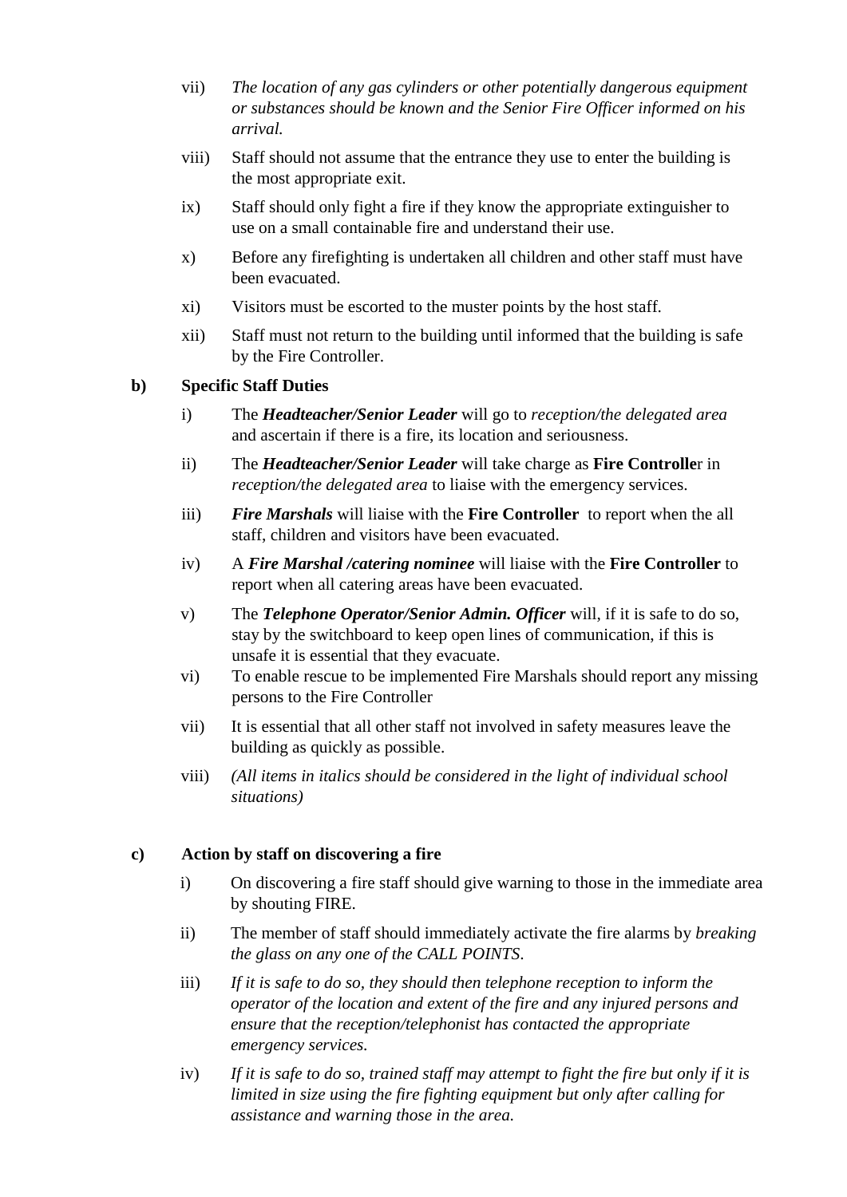vii) *The location of any gas cylinders or other potentially dangerous equipment or substances should be known and the Senior Fire Officer informed on his arrival.*

viii) Staff should not assume that the entrance they use to enter the building is the most appropriate exit.

ix) Staff should only fight a fire if they know the appropriate extinguisher to use on a small containable fire and understand their use.

x) Before any firefighting is undertaken all children and other staff must have been evacuated.

xi) Visitors must be escorted to the muster points by the host staff.

xii) Staff must not return to the building until informed that the building is safe by the Fire Controller.

**b) Specific Staff Duties**

i) The ***Headteacher/Senior Leader*** will go to *reception/the delegated area* and ascertain if there is a fire, its location and seriousness.

ii) The ***Headteacher/Senior Leader*** will take charge as **Fire Controlle**r in *reception/the delegated area* to liaise with the emergency services.

iii) ***Fire Marshals*** will liaise with the **Fire Controller** to report when the all staff, children and visitors have been evacuated.

iv) A ***Fire Marshal /catering nominee*** will liaise with the **Fire Controller** to report when all catering areas have been evacuated.

v) The ***Telephone Operator/Senior Admin. Officer*** will, if it is safe to do so, stay by the switchboard to keep open lines of communication, if this is unsafe it is essential that they evacuate.

vi) To enable rescue to be implemented Fire Marshals should report any missing persons to the Fire Controller

vii) It is essential that all other staff not involved in safety measures leave the building as quickly as possible.

viii) *(All items in italics should be considered in the light of individual school situations)*

**c) Action by staff on discovering a fire**

i) On discovering a fire staff should give warning to those in the immediate area by shouting FIRE.

ii) The member of staff should immediately activate the fire alarms by *breaking the glass on any one of the CALL POINTS*.

iii) *If it is safe to do so, they should then telephone reception to inform the operator of the location and extent of the fire and any injured persons and ensure that the reception/telephonist has contacted the appropriate emergency services.*

iv) *If it is safe to do so, trained staff may attempt to fight the fire but only if it is limited in size using the fire fighting equipment but only after calling for assistance and warning those in the area.*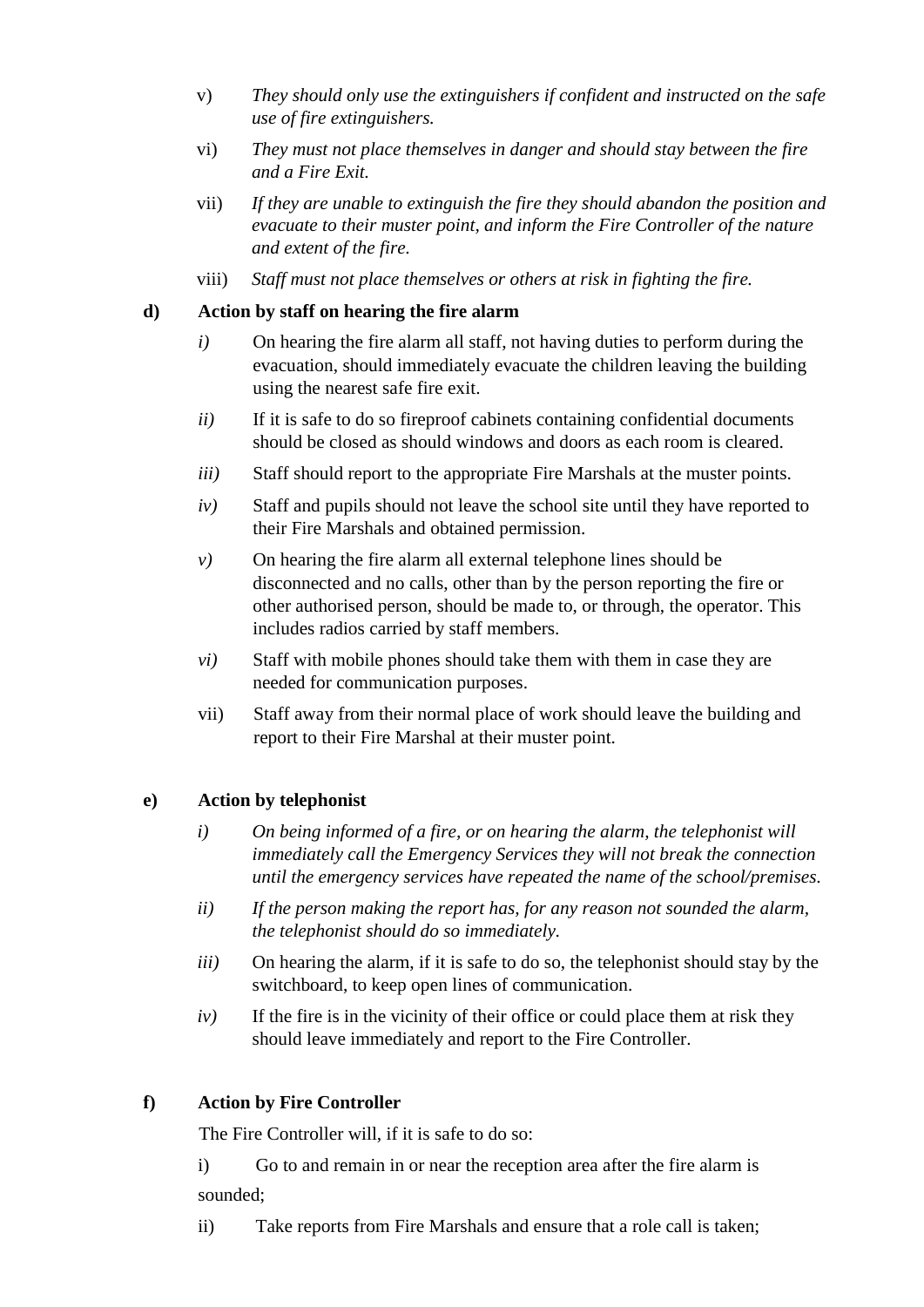v) *They should only use the extinguishers if confident and instructed on the safe use of fire extinguishers.*

vi) *They must not place themselves in danger and should stay between the fire and a Fire Exit.*

vii) *If they are unable to extinguish the fire they should abandon the position and evacuate to their muster point, and inform the Fire Controller of the nature and extent of the fire.*

viii) *Staff must not place themselves or others at risk in fighting the fire.*

**d) Action by staff on hearing the fire alarm**

*i)* On hearing the fire alarm all staff, not having duties to perform during the evacuation, should immediately evacuate the children leaving the building using the nearest safe fire exit.

*ii)* If it is safe to do so fireproof cabinets containing confidential documents should be closed as should windows and doors as each room is cleared.

*iii)* Staff should report to the appropriate Fire Marshals at the muster points.

*iv)* Staff and pupils should not leave the school site until they have reported to their Fire Marshals and obtained permission.

*v)* On hearing the fire alarm all external telephone lines should be disconnected and no calls, other than by the person reporting the fire or other authorised person, should be made to, or through, the operator. This includes radios carried by staff members.

*vi)* Staff with mobile phones should take them with them in case they are needed for communication purposes.

vii) Staff away from their normal place of work should leave the building and report to their Fire Marshal at their muster point.

**e) Action by telephonist**

*i) On being informed of a fire, or on hearing the alarm, the telephonist will immediately call the Emergency Services they will not break the connection until the emergency services have repeated the name of the school/premises.*

*ii) If the person making the report has, for any reason not sounded the alarm, the telephonist should do so immediately.*

*iii)* On hearing the alarm, if it is safe to do so, the telephonist should stay by the switchboard, to keep open lines of communication.

*iv)* If the fire is in the vicinity of their office or could place them at risk they should leave immediately and report to the Fire Controller.

**f) Action by Fire Controller**

The Fire Controller will, if it is safe to do so:

i) Go to and remain in or near the reception area after the fire alarm is sounded;

ii) Take reports from Fire Marshals and ensure that a role call is taken;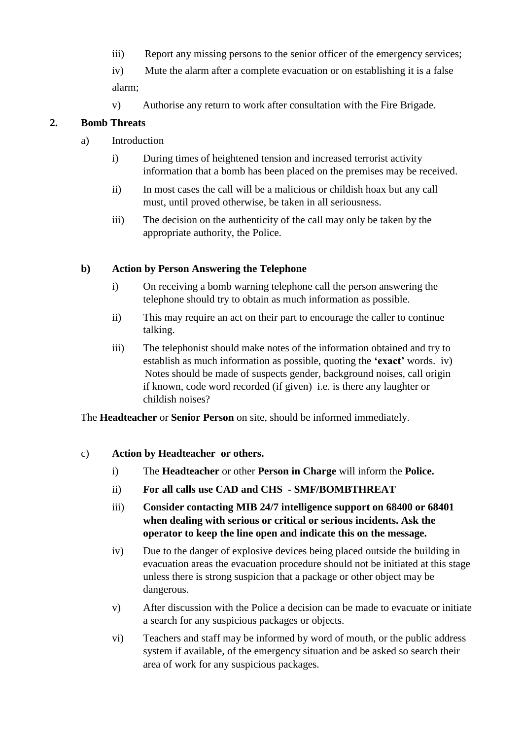iii) Report any missing persons to the senior officer of the emergency services;

iv) Mute the alarm after a complete evacuation or on establishing it is a false alarm;

v) Authorise any return to work after consultation with the Fire Brigade.

## 2. Bomb Threats

a) Introduction

i) During times of heightened tension and increased terrorist activity information that a bomb has been placed on the premises may be received.

ii) In most cases the call will be a malicious or childish hoax but any call must, until proved otherwise, be taken in all seriousness.

iii) The decision on the authenticity of the call may only be taken by the appropriate authority, the Police.

**b) Action by Person Answering the Telephone**

i) On receiving a bomb warning telephone call the person answering the telephone should try to obtain as much information as possible.

ii) This may require an act on their part to encourage the caller to continue talking.

iii) The telephonist should make notes of the information obtained and try to establish as much information as possible, quoting the **'exact'** words. iv) Notes should be made of suspects gender, background noises, call origin if known, code word recorded (if given) i.e. is there any laughter or childish noises?

The **Headteacher** or **Senior Person** on site, should be informed immediately.

c) **Action by Headteacher or others.**

i) The **Headteacher** or other **Person in Charge** will inform the **Police.**

ii) **For all calls use CAD and CHS - SMF/BOMBTHREAT**

iii) **Consider contacting MIB 24/7 intelligence support on 68400 or 68401 when dealing with serious or critical or serious incidents. Ask the operator to keep the line open and indicate this on the message.**

iv) Due to the danger of explosive devices being placed outside the building in evacuation areas the evacuation procedure should not be initiated at this stage unless there is strong suspicion that a package or other object may be dangerous.

v) After discussion with the Police a decision can be made to evacuate or initiate a search for any suspicious packages or objects.

vi) Teachers and staff may be informed by word of mouth, or the public address system if available, of the emergency situation and be asked so search their area of work for any suspicious packages.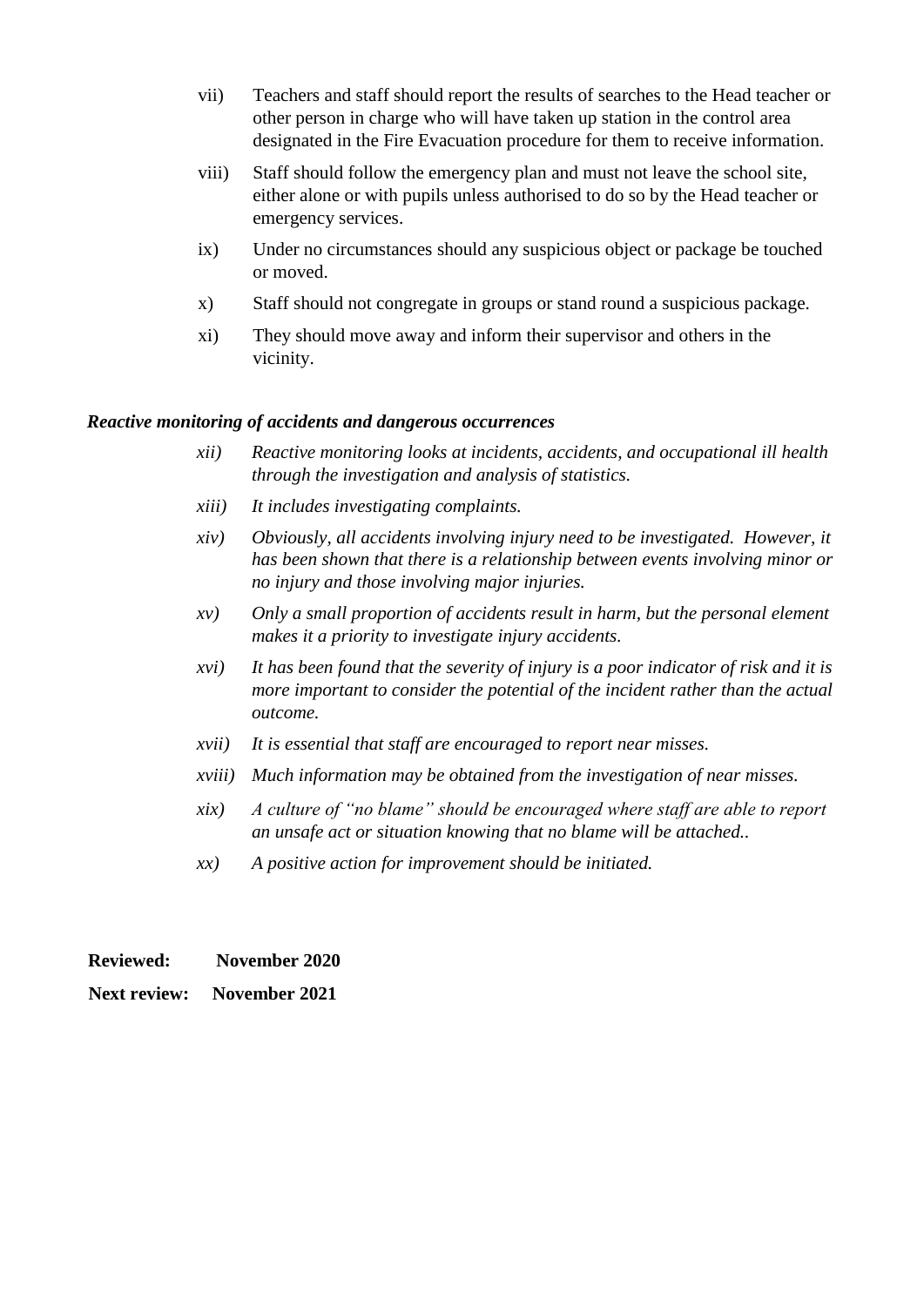vii) Teachers and staff should report the results of searches to the Head teacher or other person in charge who will have taken up station in the control area designated in the Fire Evacuation procedure for them to receive information.

viii) Staff should follow the emergency plan and must not leave the school site, either alone or with pupils unless authorised to do so by the Head teacher or emergency services.

ix) Under no circumstances should any suspicious object or package be touched or moved.

x) Staff should not congregate in groups or stand round a suspicious package.

xi) They should move away and inform their supervisor and others in the vicinity.

***Reactive monitoring of accidents and dangerous occurrences***

*xii) Reactive monitoring looks at incidents, accidents, and occupational ill health through the investigation and analysis of statistics.*

*xiii) It includes investigating complaints.*

*xiv) Obviously, all accidents involving injury need to be investigated. However, it has been shown that there is a relationship between events involving minor or no injury and those involving major injuries.*

*xv) Only a small proportion of accidents result in harm, but the personal element makes it a priority to investigate injury accidents.*

*xvi) It has been found that the severity of injury is a poor indicator of risk and it is more important to consider the potential of the incident rather than the actual outcome.*

*xvii) It is essential that staff are encouraged to report near misses.*

*xviii) Much information may be obtained from the investigation of near misses.*

*xix) A culture of "no blame" should be encouraged where staff are able to report an unsafe act or situation knowing that no blame will be attached..*

*xx) A positive action for improvement should be initiated.*

**Reviewed: November 2020**

**Next review: November 2021**